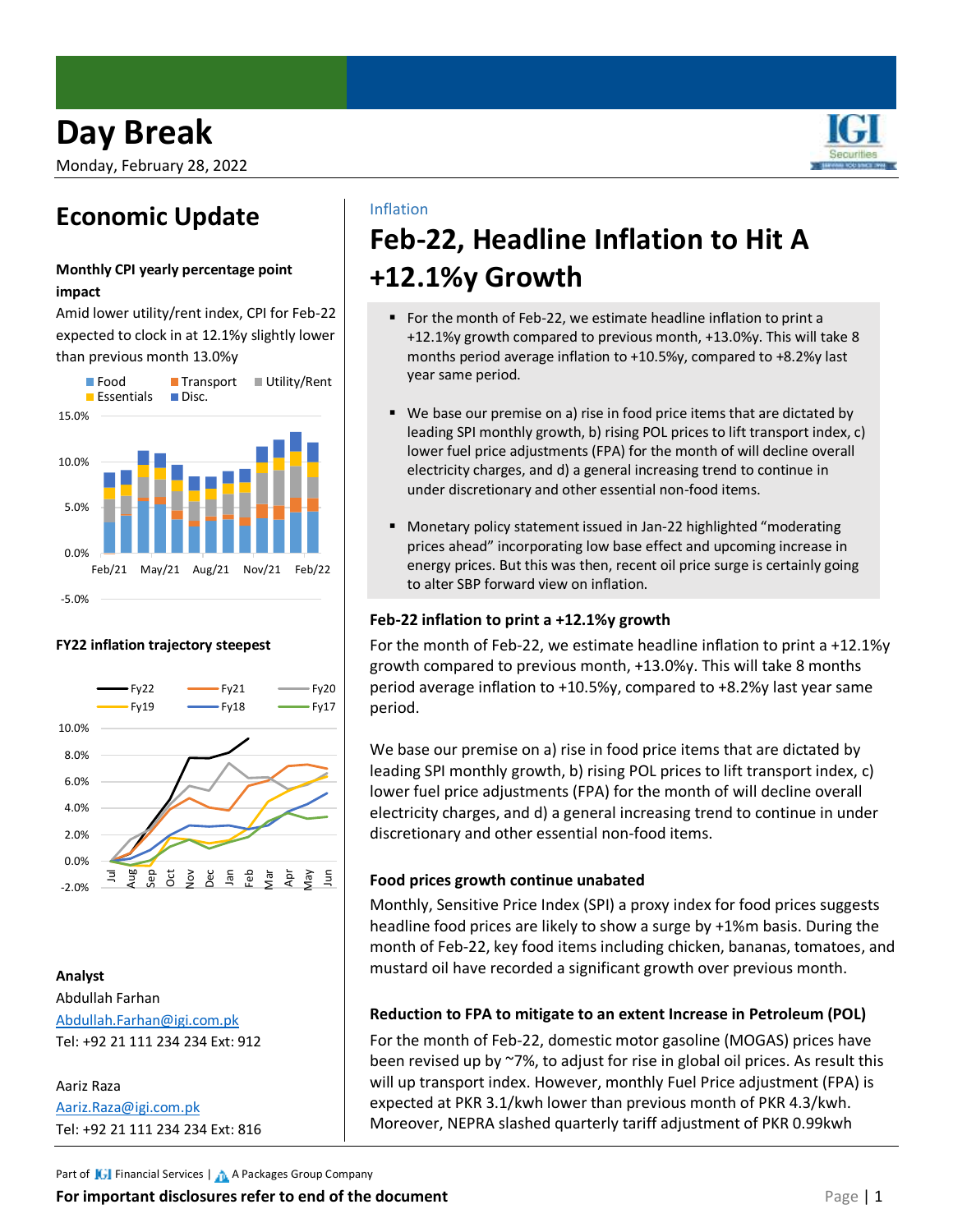# Day Break

Monday, February 28, 2022

## Economic Update

**Monthly CPI yearly percentage point impact**

Amid lower utility/rent index, CPI for Feb-22 expected to clock in at 12.1%y slightly lower than previous month 13.0%y

**FY22 inflation trajectory steepest**

**Analyst**

Abdullah Farhan
Abdullah.Farhan@igi.com.pk
Tel: +92 21 111 234 234 Ext: 912

Aariz Raza
Aariz.Raza@igi.com.pk
Tel: +92 21 111 234 234 Ext: 816

Inflation

# Feb-22, Headline Inflation to Hit A +12.1%y Growth

- For the month of Feb-22, we estimate headline inflation to print a +12.1%y growth compared to previous month, +13.0%y. This will take 8 months period average inflation to +10.5%y, compared to +8.2%y last year same period.
- We base our premise on a) rise in food price items that are dictated by leading SPI monthly growth, b) rising POL prices to lift transport index, c) lower fuel price adjustments (FPA) for the month of will decline overall electricity charges, and d) a general increasing trend to continue in under discretionary and other essential non-food items.
- Monetary policy statement issued in Jan-22 highlighted "moderating prices ahead" incorporating low base effect and upcoming increase in energy prices. But this was then, recent oil price surge is certainly going to alter SBP forward view on inflation.

### Feb-22 inflation to print a +12.1%y growth

For the month of Feb-22, we estimate headline inflation to print a +12.1%y growth compared to previous month, +13.0%y. This will take 8 months period average inflation to +10.5%y, compared to +8.2%y last year same period.

We base our premise on a) rise in food price items that are dictated by leading SPI monthly growth, b) rising POL prices to lift transport index, c) lower fuel price adjustments (FPA) for the month of will decline overall electricity charges, and d) a general increasing trend to continue in under discretionary and other essential non-food items.

### Food prices growth continue unabated

Monthly, Sensitive Price Index (SPI) a proxy index for food prices suggests headline food prices are likely to show a surge by +1%m basis. During the month of Feb-22, key food items including chicken, bananas, tomatoes, and mustard oil have recorded a significant growth over previous month.

### Reduction to FPA to mitigate to an extent Increase in Petroleum (POL)

For the month of Feb-22, domestic motor gasoline (MOGAS) prices have been revised up by ~7%, to adjust for rise in global oil prices. As result this will up transport index. However, monthly Fuel Price adjustment (FPA) is expected at PKR 3.1/kwh lower than previous month of PKR 4.3/kwh. Moreover, NEPRA slashed quarterly tariff adjustment of PKR 0.99kwh

Part of IGI Financial Services | A Packages Group Company

**For important disclosures refer to end of the document**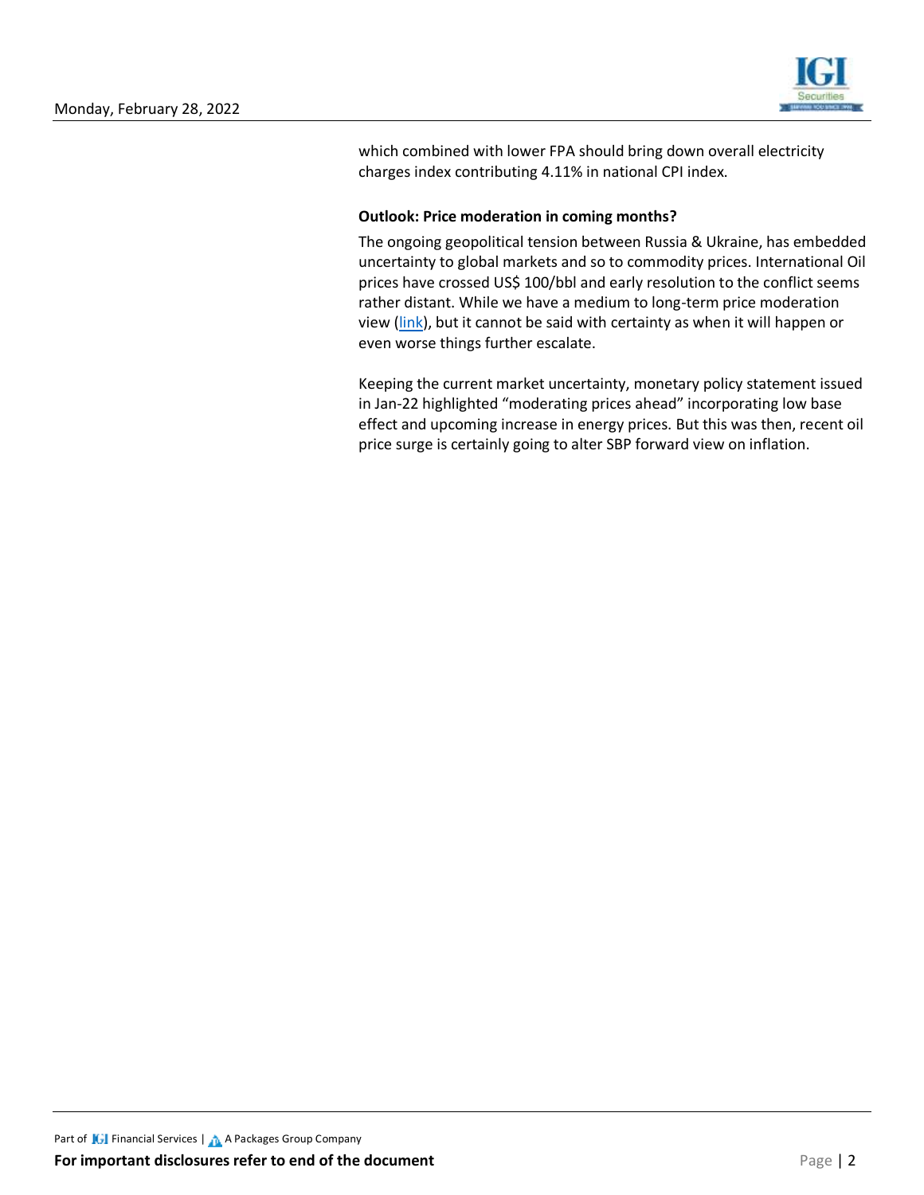which combined with lower FPA should bring down overall electricity charges index contributing 4.11% in national CPI index.

**Outlook: Price moderation in coming months?**

The ongoing geopolitical tension between Russia & Ukraine, has embedded uncertainty to global markets and so to commodity prices. International Oil prices have crossed US$ 100/bbl and early resolution to the conflict seems rather distant. While we have a medium to long-term price moderation view (link), but it cannot be said with certainty as when it will happen or even worse things further escalate.

Keeping the current market uncertainty, monetary policy statement issued in Jan-22 highlighted "moderating prices ahead" incorporating low base effect and upcoming increase in energy prices. But this was then, recent oil price surge is certainly going to alter SBP forward view on inflation.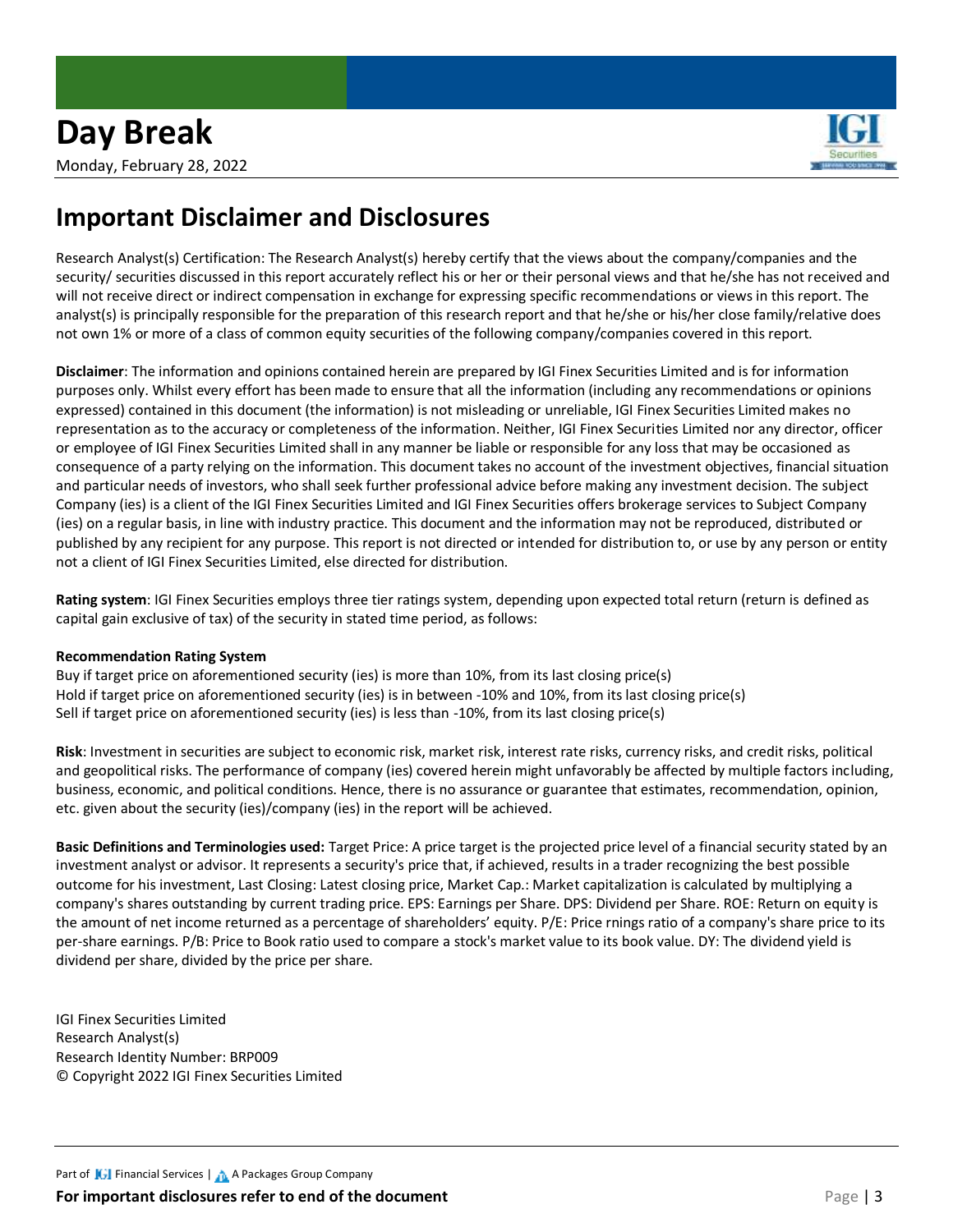## Important Disclaimer and Disclosures

Research Analyst(s) Certification: The Research Analyst(s) hereby certify that the views about the company/companies and the security/ securities discussed in this report accurately reflect his or her or their personal views and that he/she has not received and will not receive direct or indirect compensation in exchange for expressing specific recommendations or views in this report. The analyst(s) is principally responsible for the preparation of this research report and that he/she or his/her close family/relative does not own 1% or more of a class of common equity securities of the following company/companies covered in this report.

**Disclaimer**: The information and opinions contained herein are prepared by IGI Finex Securities Limited and is for information purposes only. Whilst every effort has been made to ensure that all the information (including any recommendations or opinions expressed) contained in this document (the information) is not misleading or unreliable, IGI Finex Securities Limited makes no representation as to the accuracy or completeness of the information. Neither, IGI Finex Securities Limited nor any director, officer or employee of IGI Finex Securities Limited shall in any manner be liable or responsible for any loss that may be occasioned as consequence of a party relying on the information. This document takes no account of the investment objectives, financial situation and particular needs of investors, who shall seek further professional advice before making any investment decision. The subject Company (ies) is a client of the IGI Finex Securities Limited and IGI Finex Securities offers brokerage services to Subject Company (ies) on a regular basis, in line with industry practice. This document and the information may not be reproduced, distributed or published by any recipient for any purpose. This report is not directed or intended for distribution to, or use by any person or entity not a client of IGI Finex Securities Limited, else directed for distribution.

**Rating system**: IGI Finex Securities employs three tier ratings system, depending upon expected total return (return is defined as capital gain exclusive of tax) of the security in stated time period, as follows:

**Recommendation Rating System**
Buy if target price on aforementioned security (ies) is more than 10%, from its last closing price(s)
Hold if target price on aforementioned security (ies) is in between -10% and 10%, from its last closing price(s)
Sell if target price on aforementioned security (ies) is less than -10%, from its last closing price(s)

**Risk**: Investment in securities are subject to economic risk, market risk, interest rate risks, currency risks, and credit risks, political and geopolitical risks. The performance of company (ies) covered herein might unfavorably be affected by multiple factors including, business, economic, and political conditions. Hence, there is no assurance or guarantee that estimates, recommendation, opinion, etc. given about the security (ies)/company (ies) in the report will be achieved.

**Basic Definitions and Terminologies used:** Target Price: A price target is the projected price level of a financial security stated by an investment analyst or advisor. It represents a security's price that, if achieved, results in a trader recognizing the best possible outcome for his investment, Last Closing: Latest closing price, Market Cap.: Market capitalization is calculated by multiplying a company's shares outstanding by current trading price. EPS: Earnings per Share. DPS: Dividend per Share. ROE: Return on equity is the amount of net income returned as a percentage of shareholders' equity. P/E: Price rnings ratio of a company's share price to its per-share earnings. P/B: Price to Book ratio used to compare a stock's market value to its book value. DY: The dividend yield is dividend per share, divided by the price per share.

IGI Finex Securities Limited
Research Analyst(s)
Research Identity Number: BRP009
© Copyright 2022 IGI Finex Securities Limited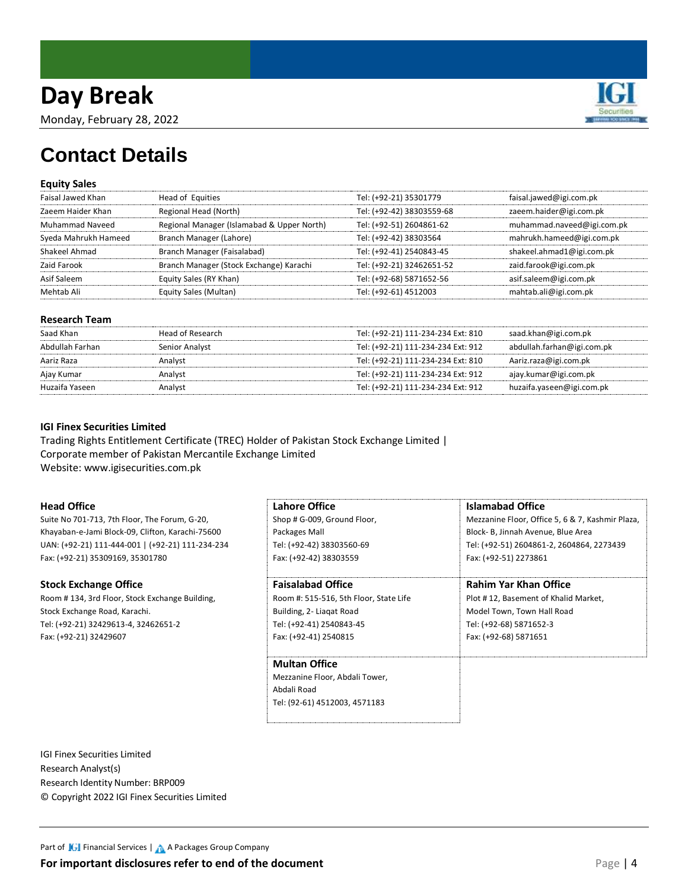# Contact Details

### Equity Sales

| | | | |
|---|---|---|---|
| Faisal Jawed Khan | Head of Equities | Tel: (+92-21) 35301779 | faisal.jawed@igi.com.pk |
| Zaeem Haider Khan | Regional Head (North) | Tel: (+92-42) 38303559-68 | zaeem.haider@igi.com.pk |
| Muhammad Naveed | Regional Manager (Islamabad & Upper North) | Tel: (+92-51) 2604861-62 | muhammad.naveed@igi.com.pk |
| Syeda Mahrukh Hameed | Branch Manager (Lahore) | Tel: (+92-42) 38303564 | mahrukh.hameed@igi.com.pk |
| Shakeel Ahmad | Branch Manager (Faisalabad) | Tel: (+92-41) 2540843-45 | shakeel.ahmad1@igi.com.pk |
| Zaid Farook | Branch Manager (Stock Exchange) Karachi | Tel: (+92-21) 32462651-52 | zaid.farook@igi.com.pk |
| Asif Saleem | Equity Sales (RY Khan) | Tel: (+92-68) 5871652-56 | asif.saleem@igi.com.pk |
| Mehtab Ali | Equity Sales (Multan) | Tel: (+92-61) 4512003 | mahtab.ali@igi.com.pk |

### Research Team

| | | | |
|---|---|---|---|
| Saad Khan | Head of Research | Tel: (+92-21) 111-234-234 Ext: 810 | saad.khan@igi.com.pk |
| Abdullah Farhan | Senior Analyst | Tel: (+92-21) 111-234-234 Ext: 912 | abdullah.farhan@igi.com.pk |
| Aariz Raza | Analyst | Tel: (+92-21) 111-234-234 Ext: 810 | Aariz.raza@igi.com.pk |
| Ajay Kumar | Analyst | Tel: (+92-21) 111-234-234 Ext: 912 | ajay.kumar@igi.com.pk |
| Huzaifa Yaseen | Analyst | Tel: (+92-21) 111-234-234 Ext: 912 | huzaifa.yaseen@igi.com.pk |

**IGI Finex Securities Limited**

Trading Rights Entitlement Certificate (TREC) Holder of Pakistan Stock Exchange Limited |
Corporate member of Pakistan Mercantile Exchange Limited
Website: www.igisecurities.com.pk

**Head Office**
Suite No 701-713, 7th Floor, The Forum, G-20,
Khayaban-e-Jami Block-09, Clifton, Karachi-75600
UAN: (+92-21) 111-444-001 | (+92-21) 111-234-234
Fax: (+92-21) 35309169, 35301780

**Stock Exchange Office**
Room # 134, 3rd Floor, Stock Exchange Building,
Stock Exchange Road, Karachi.
Tel: (+92-21) 32429613-4, 32462651-2
Fax: (+92-21) 32429607

**Lahore Office**
Shop # G-009, Ground Floor,
Packages Mall
Tel: (+92-42) 38303560-69
Fax: (+92-42) 38303559

**Islamabad Office**
Mezzanine Floor, Office 5, 6 & 7, Kashmir Plaza,
Block- B, Jinnah Avenue, Blue Area
Tel: (+92-51) 2604861-2, 2604864, 2273439
Fax: (+92-51) 2273861

**Faisalabad Office**
Room #: 515-516, 5th Floor, State Life
Building, 2- Liaqat Road
Tel: (+92-41) 2540843-45
Fax: (+92-41) 2540815

**Rahim Yar Khan Office**
Plot # 12, Basement of Khalid Market,
Model Town, Town Hall Road
Tel: (+92-68) 5871652-3
Fax: (+92-68) 5871651

**Multan Office**
Mezzanine Floor, Abdali Tower,
Abdali Road
Tel: (92-61) 4512003, 4571183

IGI Finex Securities Limited
Research Analyst(s)
Research Identity Number: BRP009
© Copyright 2022 IGI Finex Securities Limited

Part of IGI Financial Services | A Packages Group Company

**For important disclosures refer to end of the document**